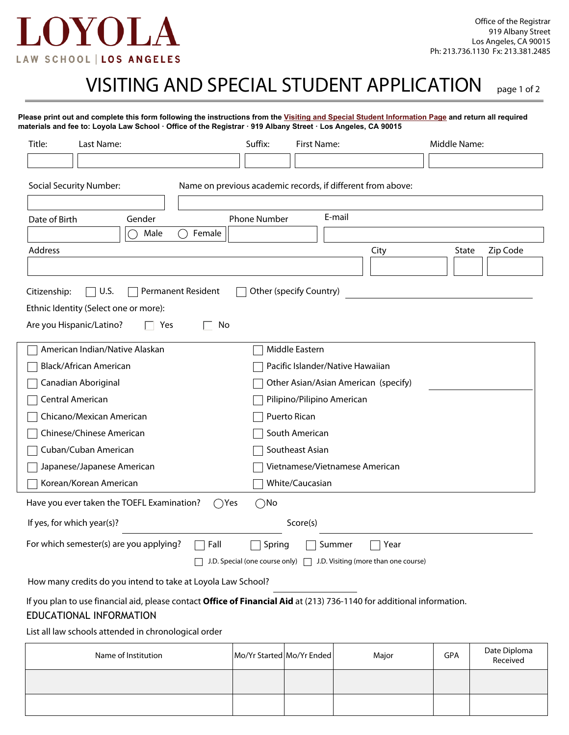# LOYOLA

LAW SCHOOL | LOS ANGELES

Office of the Registrar
919 Albany Street
Los Angeles, CA 90015
Ph: 213.736.1130 Fx: 213.381.2485

# VISITING AND SPECIAL STUDENT APPLICATION

page 1 of 2

**Please print out and complete this form following the instructions from the Visiting and Special Student Information Page and return all required materials and fee to: Loyola Law School · Office of the Registrar · 919 Albany Street · Los Angeles, CA 90015**

Title: ________ Last Name: ________ Suffix: ________ First Name: ________ Middle Name: ________

Social Security Number: ________ Name on previous academic records, if different from above: ________

Date of Birth ________ Gender ◯ Male ◯ Female Phone Number ________ E-mail ________

Address ________ City ________ State ________ Zip Code ________

Citizenship: ☐ U.S. ☐ Permanent Resident ☐ Other (specify Country) ________

Ethnic Identity (Select one or more):

Are you Hispanic/Latino? ☐ Yes ☐ No

| | |
|---|---|
| ☐ American Indian/Native Alaskan | ☐ Middle Eastern |
| ☐ Black/African American | ☐ Pacific Islander/Native Hawaiian |
| ☐ Canadian Aboriginal | ☐ Other Asian/Asian American (specify) ________ |
| ☐ Central American | ☐ Pilipino/Pilipino American |
| ☐ Chicano/Mexican American | ☐ Puerto Rican |
| ☐ Chinese/Chinese American | ☐ South American |
| ☐ Cuban/Cuban American | ☐ Southeast Asian |
| ☐ Japanese/Japanese American | ☐ Vietnamese/Vietnamese American |
| ☐ Korean/Korean American | ☐ White/Caucasian |

Have you ever taken the TOEFL Examination? ◯ Yes ◯ No

If yes, for which year(s)? ________ Score(s) ________

For which semester(s) are you applying? ☐ Fall ☐ Spring ☐ Summer ☐ Year

☐ J.D. Special (one course only) ☐ J.D. Visiting (more than one course)

How many credits do you intend to take at Loyola Law School? ________

If you plan to use financial aid, please contact **Office of Financial Aid** at (213) 736-1140 for additional information.

## EDUCATIONAL INFORMATION

List all law schools attended in chronological order

| Name of Institution | Mo/Yr Started | Mo/Yr Ended | Major | GPA | Date Diploma Received |
|---|---|---|---|---|---|
| | | | | | |
| | | | | | |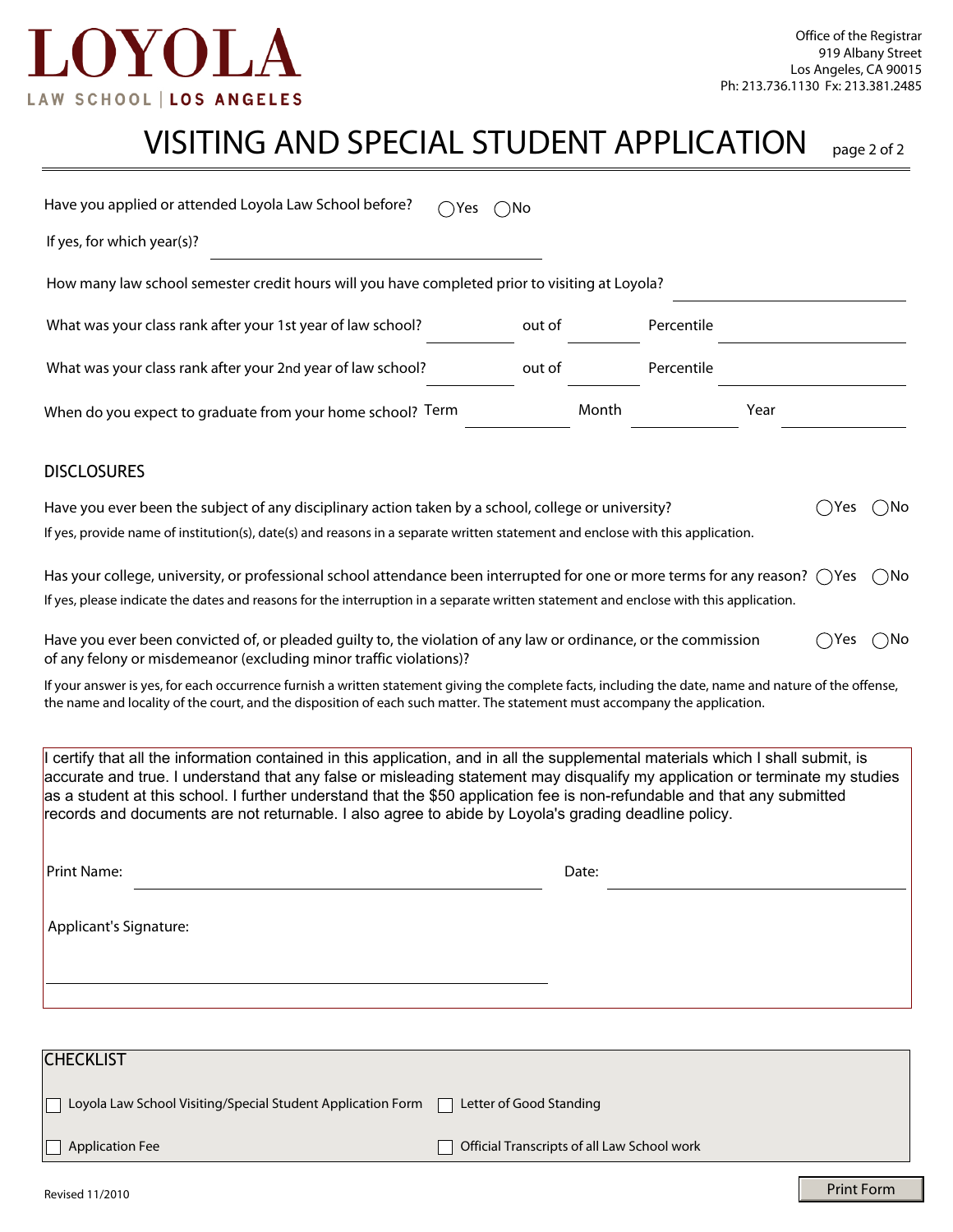LOYOLA

LAW SCHOOL | LOS ANGELES

Office of the Registrar
919 Albany Street
Los Angeles, CA 90015
Ph: 213.736.1130 Fx: 213.381.2485

# VISITING AND SPECIAL STUDENT APPLICATION

Have you applied or attended Loyola Law School before? ◯Yes ◯No

If yes, for which year(s)? ______________________________

How many law school semester credit hours will you have completed prior to visiting at Loyola? ______________

What was your class rank after your 1st year of law school? __________ out of __________ Percentile __________

What was your class rank after your 2nd year of law school? __________ out of __________ Percentile __________

When do you expect to graduate from your home school? Term __________ Month __________ Year __________

## DISCLOSURES

Have you ever been the subject of any disciplinary action taken by a school, college or university? ◯Yes ◯No

If yes, provide name of institution(s), date(s) and reasons in a separate written statement and enclose with this application.

Has your college, university, or professional school attendance been interrupted for one or more terms for any reason? ◯Yes ◯No

If yes, please indicate the dates and reasons for the interruption in a separate written statement and enclose with this application.

Have you ever been convicted of, or pleaded guilty to, the violation of any law or ordinance, or the commission of any felony or misdemeanor (excluding minor traffic violations)? ◯Yes ◯No

If your answer is yes, for each occurrence furnish a written statement giving the complete facts, including the date, name and nature of the offense, the name and locality of the court, and the disposition of each such matter. The statement must accompany the application.

I certify that all the information contained in this application, and in all the supplemental materials which I shall submit, is accurate and true. I understand that any false or misleading statement may disqualify my application or terminate my studies as a student at this school. I further understand that the $50 application fee is non-refundable and that any submitted records and documents are not returnable. I also agree to abide by Loyola's grading deadline policy.

Print Name: ______________________________ Date: ______________________________

Applicant's Signature:

______________________________

## CHECKLIST

- ☐ Loyola Law School Visiting/Special Student Application Form
- ☐ Letter of Good Standing
- ☐ Application Fee
- ☐ Official Transcripts of all Law School work

Revised 11/2010

Print Form